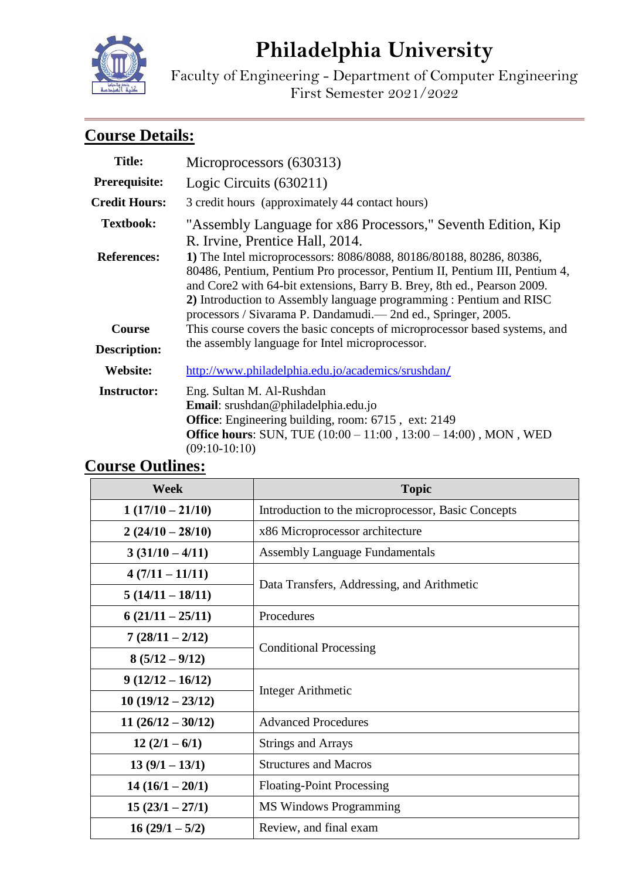# Philadelphia University

Faculty of Engineering - Department of Computer Engineering
First Semester 2021/2022

## Course Details:

| | |
|---|---|
| **Title:** | Microprocessors (630313) |
| **Prerequisite:** | Logic Circuits (630211) |
| **Credit Hours:** | 3 credit hours (approximately 44 contact hours) |
| **Textbook:** | "Assembly Language for x86 Processors," Seventh Edition, Kip R. Irvine, Prentice Hall, 2014. |
| **References:** | **1)** The Intel microprocessors: 8086/8088, 80186/80188, 80286, 80386, 80486, Pentium, Pentium Pro processor, Pentium II, Pentium III, Pentium 4, and Core2 with 64-bit extensions, Barry B. Brey, 8th ed., Pearson 2009.<br>**2)** Introduction to Assembly language programming : Pentium and RISC processors / Sivarama P. Dandamudi.— 2nd ed., Springer, 2005. |
| **Course Description:** | This course covers the basic concepts of microprocessor based systems, and the assembly language for Intel microprocessor. |
| **Website:** | http://www.philadelphia.edu.jo/academics/srushdan/ |
| **Instructor:** | Eng. Sultan M. Al-Rushdan<br>**Email**: srushdan@philadelphia.edu.jo<br>**Office**: Engineering building, room: 6715 , ext: 2149<br>**Office hours**: SUN, TUE (10:00 – 11:00 , 13:00 – 14:00) , MON , WED (09:10-10:10) |

## Course Outlines:

| Week | Topic |
|---|---|
| **1 (17/10 – 21/10)** | Introduction to the microprocessor, Basic Concepts |
| **2 (24/10 – 28/10)** | x86 Microprocessor architecture |
| **3 (31/10 – 4/11)** | Assembly Language Fundamentals |
| **4 (7/11 – 11/11)** | Data Transfers, Addressing, and Arithmetic |
| **5 (14/11 – 18/11)** | |
| **6 (21/11 – 25/11)** | Procedures |
| **7 (28/11 – 2/12)** | Conditional Processing |
| **8 (5/12 – 9/12)** | |
| **9 (12/12 – 16/12)** | Integer Arithmetic |
| **10 (19/12 – 23/12)** | |
| **11 (26/12 – 30/12)** | Advanced Procedures |
| **12 (2/1 – 6/1)** | Strings and Arrays |
| **13 (9/1 – 13/1)** | Structures and Macros |
| **14 (16/1 – 20/1)** | Floating-Point Processing |
| **15 (23/1 – 27/1)** | MS Windows Programming |
| **16 (29/1 – 5/2)** | Review, and final exam |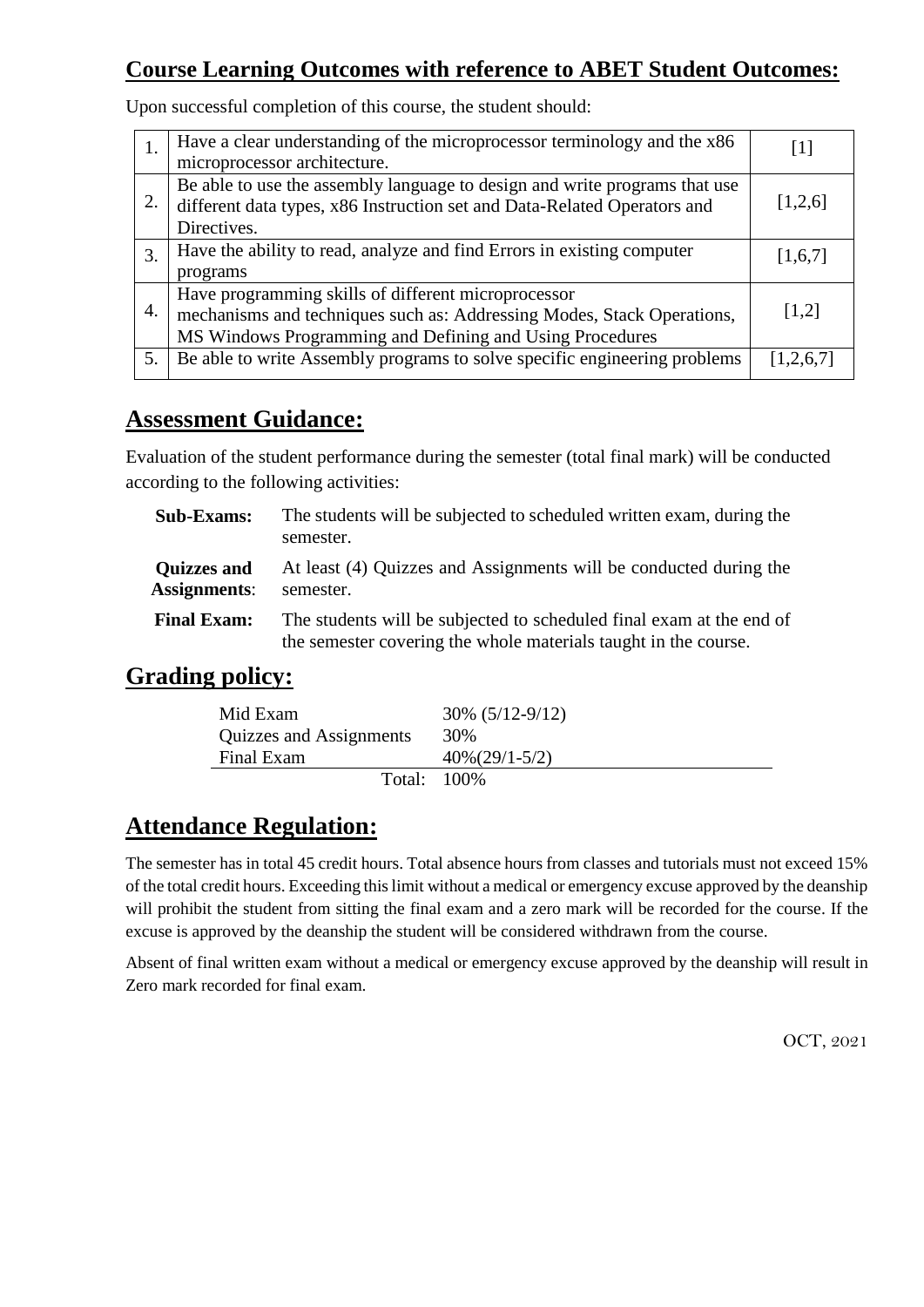## Course Learning Outcomes with reference to ABET Student Outcomes:

Upon successful completion of this course, the student should:

| | | |
|---|---|---|
| 1. | Have a clear understanding of the microprocessor terminology and the x86 microprocessor architecture. | [1] |
| 2. | Be able to use the assembly language to design and write programs that use different data types, x86 Instruction set and Data-Related Operators and Directives. | [1,2,6] |
| 3. | Have the ability to read, analyze and find Errors in existing computer programs | [1,6,7] |
| 4. | Have programming skills of different microprocessor mechanisms and techniques such as: Addressing Modes, Stack Operations, MS Windows Programming and Defining and Using Procedures | [1,2] |
| 5. | Be able to write Assembly programs to solve specific engineering problems | [1,2,6,7] |

## Assessment Guidance:

Evaluation of the student performance during the semester (total final mark) will be conducted according to the following activities:

**Sub-Exams:** The students will be subjected to scheduled written exam, during the semester.

**Quizzes and Assignments**: At least (4) Quizzes and Assignments will be conducted during the semester.

**Final Exam:** The students will be subjected to scheduled final exam at the end of the semester covering the whole materials taught in the course.

## Grading policy:

| | |
|---|---|
| Mid Exam | 30% (5/12-9/12) |
| Quizzes and Assignments | 30% |
| Final Exam | 40%(29/1-5/2) |
| Total: | 100% |

## Attendance Regulation:

The semester has in total 45 credit hours. Total absence hours from classes and tutorials must not exceed 15% of the total credit hours. Exceeding this limit without a medical or emergency excuse approved by the deanship will prohibit the student from sitting the final exam and a zero mark will be recorded for the course. If the excuse is approved by the deanship the student will be considered withdrawn from the course.

Absent of final written exam without a medical or emergency excuse approved by the deanship will result in Zero mark recorded for final exam.

OCT, 2021